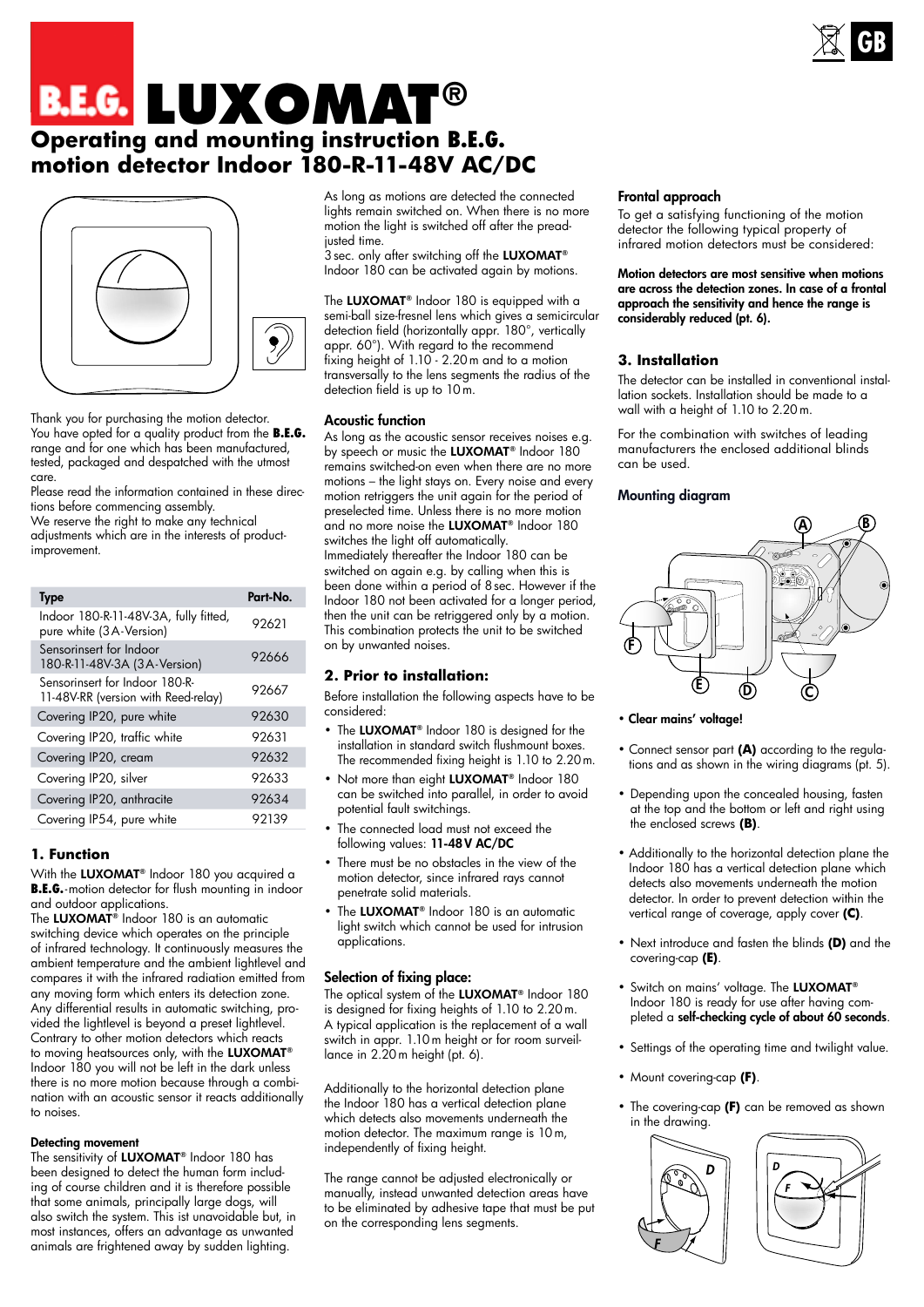# B.E.G. LUXOMAT®

## Operating and mounting instruction B.E.G. motion detector Indoor 180-R-11-48V AC/DC

Thank you for purchasing the motion detector. You have opted for a quality product from the **B.E.G.** range and for one which has been manufactured, tested, packaged and despatched with the utmost care.
Please read the information contained in these directions before commencing assembly.
We reserve the right to make any technical adjustments which are in the interests of product-improvement.

| Type | Part-No. |
|---|---|
| Indoor 180-R-11-48V-3A, fully fitted, pure white (3A-Version) | 92621 |
| Sensorinsert for Indoor 180-R-11-48V-3A (3A-Version) | 92666 |
| Sensorinsert for Indoor 180-R-11-48V-RR (version with Reed-relay) | 92667 |
| Covering IP20, pure white | 92630 |
| Covering IP20, traffic white | 92631 |
| Covering IP20, cream | 92632 |
| Covering IP20, silver | 92633 |
| Covering IP20, anthracite | 92634 |
| Covering IP54, pure white | 92139 |

### 1. Function

With the **LUXOMAT**® Indoor 180 you acquired a **B.E.G.**-motion detector for flush mounting in indoor and outdoor applications.
The **LUXOMAT**® Indoor 180 is an automatic switching device which operates on the principle of infrared technology. It continuously measures the ambient temperature and the ambient lightlevel and compares it with the infrared radiation emitted from any moving form which enters its detection zone. Any differential results in automatic switching, provided the lightlevel is beyond a preset lightlevel. Contrary to other motion detectors which reacts to moving heatsources only, with the **LUXOMAT**® Indoor 180 you will not be left in the dark unless there is no more motion because through a combination with an acoustic sensor it reacts additionally to noises.

**Detecting movement**
The sensitivity of **LUXOMAT**® Indoor 180 has been designed to detect the human form including of course children and it is therefore possible that some animals, principally large dogs, will also switch the system. This ist unavoidable but, in most instances, offers an advantage as unwanted animals are frightened away by sudden lighting.

As long as motions are detected the connected lights remain switched on. When there is no more motion the light is switched off after the preadjusted time.
3 sec. only after switching off the **LUXOMAT**® Indoor 180 can be activated again by motions.

The **LUXOMAT**® Indoor 180 is equipped with a semi-ball size-fresnel lens which gives a semicircular detection field (horizontally appr. 180°, vertically appr. 60°). With regard to the recommend fixing height of 1.10 - 2.20 m and to a motion transversally to the lens segments the radius of the detection field is up to 10 m.

**Acoustic function**
As long as the acoustic sensor receives noises e.g. by speech or music the **LUXOMAT**® Indoor 180 can be switched-on even when there are no more motions – the light stays on. Every noise and every motion retriggers the unit again for the period of preselected time. Unless there is no more motion and no more noise the **LUXOMAT**® Indoor 180 switches the light off automatically.
Immediately thereafter the Indoor 180 can be switched on again e.g. by calling when this is been done within a period of 8 sec. However if the Indoor 180 not been activated for a longer period, then the unit can be retriggered only by a motion. This combination protects the unit to be switched on by unwanted noises.

### 2. Prior to installation:

Before installation the following aspects have to be considered:

- The **LUXOMAT**® Indoor 180 is designed for the installation in standard switch flushmount boxes. The recommended fixing height is 1.10 to 2.20 m.
- Not more than eight **LUXOMAT**® Indoor 180 can be switched into parallel, in order to avoid potential fault switchings.
- The connected load must not exceed the following values: **11-48 V AC/DC**
- There must be no obstacles in the view of the motion detector, since infrared rays cannot penetrate solid materials.
- The **LUXOMAT**® Indoor 180 is an automatic light switch which cannot be used for intrusion applications.

**Selection of fixing place:**
The optical system of the **LUXOMAT**® Indoor 180 is designed for fixing heights of 1.10 to 2.20 m.
A typical application is the replacement of a wall switch in appr. 1.10 m height or for room surveillance in 2.20 m height (pt. 6).

Additionally to the horizontal detection plane the Indoor 180 has a vertical detection plane which detects also movements underneath the motion detector. The maximum range is 10 m, independently of fixing height.

The range cannot be adjusted electronically or manually, instead unwanted detection areas have to be eliminated by adhesive tape that must be put on the corresponding lens segments.

**Frontal approach**
To get a satisfying functioning of the motion detector the following typical property of infrared motion detectors must be considered:

**Motion detectors are most sensitive when motions are across the detection zones. In case of a frontal approach the sensitivity and hence the range is considerably reduced (pt. 6).**

### 3. Installation

The detector can be installed in conventional installation sockets. Installation should be made to a wall with a height of 1.10 to 2.20 m.

For the combination with switches of leading manufacturers the enclosed additional blinds can be used.

**Mounting diagram**

- **Clear mains' voltage!**
- Connect sensor part **(A)** according to the regulations and as shown in the wiring diagrams (pt. 5).
- Depending upon the concealed housing, fasten at the top and the bottom or left and right using the enclosed screws **(B)**.
- Additionally to the horizontal detection plane the Indoor 180 has a vertical detection plane which detects also movements underneath the motion detector. In order to prevent detection within the vertical range of coverage, apply cover **(C)**.
- Next introduce and fasten the blinds **(D)** and the covering-cap **(E)**.
- Switch on mains' voltage. The **LUXOMAT**® Indoor 180 is ready for use after having completed a **self-checking cycle of about 60 seconds**.
- Settings of the operating time and twilight value.
- Mount covering-cap **(F)**.
- The covering-cap **(F)** can be removed as shown in the drawing.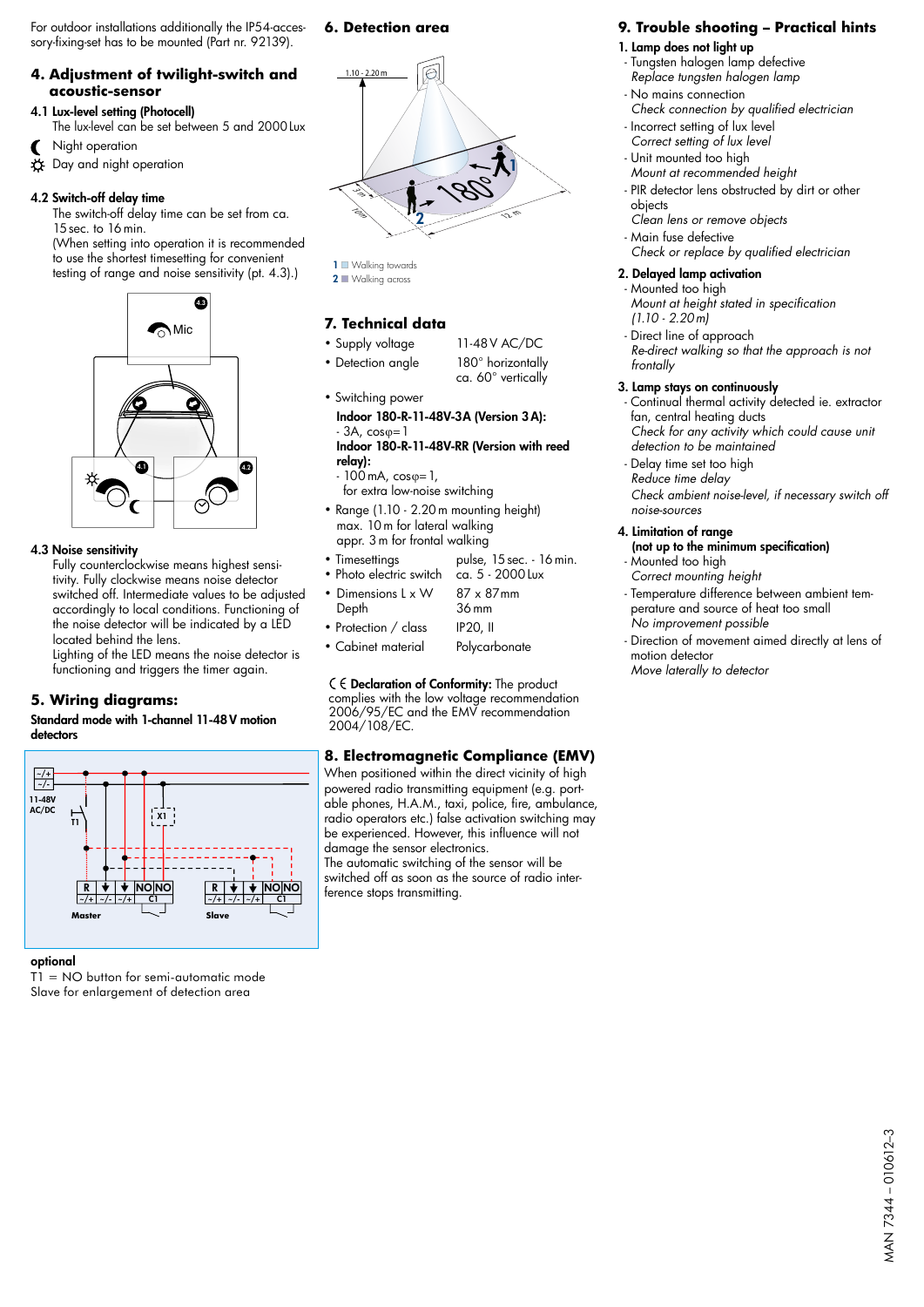For outdoor installations additionally the IP54-accessory-fixing-set has to be mounted (Part nr. 92139).

## 4. Adjustment of twilight-switch and acoustic-sensor

### 4.1 Lux-level setting (Photocell)

The lux-level can be set between 5 and 2000 Lux

☾ Night operation

☼ Day and night operation

### 4.2 Switch-off delay time

The switch-off delay time can be set from ca. 15 sec. to 16 min.
(When setting into operation it is recommended to use the shortest timesetting for convenient testing of range and noise sensitivity (pt. 4.3).)

4.3
Mic
4.1
4.2

### 4.3 Noise sensitivity

Fully counterclockwise means highest sensitivity. Fully clockwise means noise detector switched off. Intermediate values to be adjusted accordingly to local conditions. Functioning of the noise detector will be indicated by a LED located behind the lens.
Lighting of the LED means the noise detector is functioning and triggers the timer again.

## 5. Wiring diagrams:

**Standard mode with 1-channel 11-48 V motion detectors**

~/+
~/-
11-48V AC/DC
T1
X1
R
NO NO
~/+ ~/- ~/+ C1
Master
Slave

**optional**
T1 = NO button for semi-automatic mode
Slave for enlargement of detection area

## 6. Detection area

1.10 - 2.20 m
180°
3 m
10 m
12 m

1 Walking towards
2 Walking across

## 7. Technical data

- Supply voltage — 11-48 V AC/DC
- Detection angle — 180° horizontally, ca. 60° vertically
- Switching power
  **Indoor 180-R-11-48V-3A (Version 3 A):**
  - 3A, cosφ = 1
  **Indoor 180-R-11-48V-RR (Version with reed relay):**
  - 100 mA, cosφ = 1,
    for extra low-noise switching
- Range (1.10 - 2.20 m mounting height)
  max. 10 m for lateral walking
  appr. 3 m for frontal walking
- Timesettings — pulse, 15 sec. - 16 min.
- Photo electric switch — ca. 5 - 2000 Lux
- Dimensions L x W Depth — 87 x 87 mm, 36 mm
- Protection / class — IP20, II
- Cabinet material — Polycarbonate

**CE Declaration of Conformity:** The product complies with the low voltage recommendation 2006/95/EC and the EMV recommendation 2004/108/EC.

## 8. Electromagnetic Compliance (EMV)

When positioned within the direct vicinity of high powered radio transmitting equipment (e.g. portable phones, H.A.M., taxi, police, fire, ambulance, radio operators etc.) false activation switching may be experienced. However, this influence will not damage the sensor electronics.
The automatic switching of the sensor will be switched off as soon as the source of radio interference stops transmitting.

## 9. Trouble shooting – Practical hints

**1. Lamp does not light up**

- Tungsten halogen lamp defective
  *Replace tungsten halogen lamp*
- No mains connection
  *Check connection by qualified electrician*
- Incorrect setting of lux level
  *Correct setting of lux level*
- Unit mounted too high
  *Mount at recommended height*
- PIR detector lens obstructed by dirt or other objects
  *Clean lens or remove objects*
- Main fuse defective
  *Check or replace by qualified electrician*

**2. Delayed lamp activation**

- Mounted too high
  *Mount at height stated in specification (1.10 - 2.20 m)*
- Direct line of approach
  *Re-direct walking so that the approach is not frontally*

**3. Lamp stays on continuously**

- Continual thermal activity detected ie. extractor fan, central heating ducts
  *Check for any activity which could cause unit detection to be maintained*
- Delay time set too high
  *Reduce time delay*
  *Check ambient noise-level, if necessary switch off noise-sources*

**4. Limitation of range**
**(not up to the minimum specification)**

- Mounted too high
  *Correct mounting height*
- Temperature difference between ambient temperature and source of heat too small
  *No improvement possible*
- Direction of movement aimed directly at lens of motion detector
  *Move laterally to detector*

MAN 7344 – 010612-3